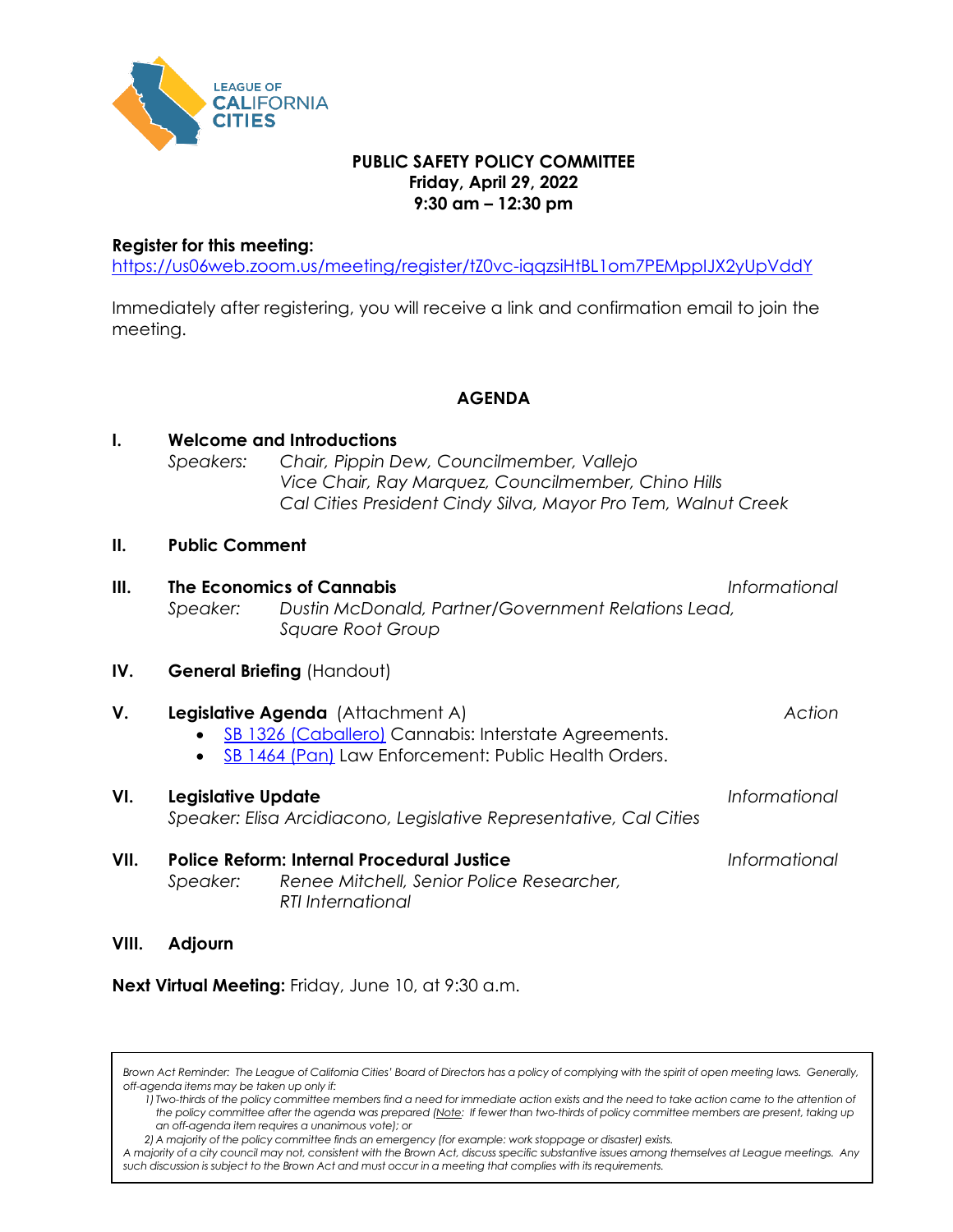LEAGUE OF CALIFORNIA CITIES

**PUBLIC SAFETY POLICY COMMITTEE**
**Friday, April 29, 2022**
**9:30 am – 12:30 pm**

**Register for this meeting:**
https://us06web.zoom.us/meeting/register/tZ0vc-iqqzsiHtBL1om7PEMppIJX2yUpVddY

Immediately after registering, you will receive a link and confirmation email to join the meeting.

## AGENDA

**I. Welcome and Introductions**
*Speakers: Chair, Pippin Dew, Councilmember, Vallejo*
*Vice Chair, Ray Marquez, Councilmember, Chino Hills*
*Cal Cities President Cindy Silva, Mayor Pro Tem, Walnut Creek*

**II. Public Comment**

**III. The Economics of Cannabis** — *Informational*
*Speaker: Dustin McDonald, Partner/Government Relations Lead, Square Root Group*

**IV. General Briefing** (Handout)

**V. Legislative Agenda** (Attachment A) — *Action*
- SB 1326 (Caballero) Cannabis: Interstate Agreements.
- SB 1464 (Pan) Law Enforcement: Public Health Orders.

**VI. Legislative Update** — *Informational*
*Speaker: Elisa Arcidiacono, Legislative Representative, Cal Cities*

**VII. Police Reform: Internal Procedural Justice** — *Informational*
*Speaker: Renee Mitchell, Senior Police Researcher, RTI International*

**VIII. Adjourn**

**Next Virtual Meeting:** Friday, June 10, at 9:30 a.m.

*Brown Act Reminder: The League of California Cities' Board of Directors has a policy of complying with the spirit of open meeting laws. Generally, off-agenda items may be taken up only if:*
*1) Two-thirds of the policy committee members find a need for immediate action exists and the need to take action came to the attention of the policy committee after the agenda was prepared (Note: If fewer than two-thirds of policy committee members are present, taking up an off-agenda item requires a unanimous vote); or*
*2) A majority of the policy committee finds an emergency (for example: work stoppage or disaster) exists.*
*A majority of a city council may not, consistent with the Brown Act, discuss specific substantive issues among themselves at League meetings. Any such discussion is subject to the Brown Act and must occur in a meeting that complies with its requirements.*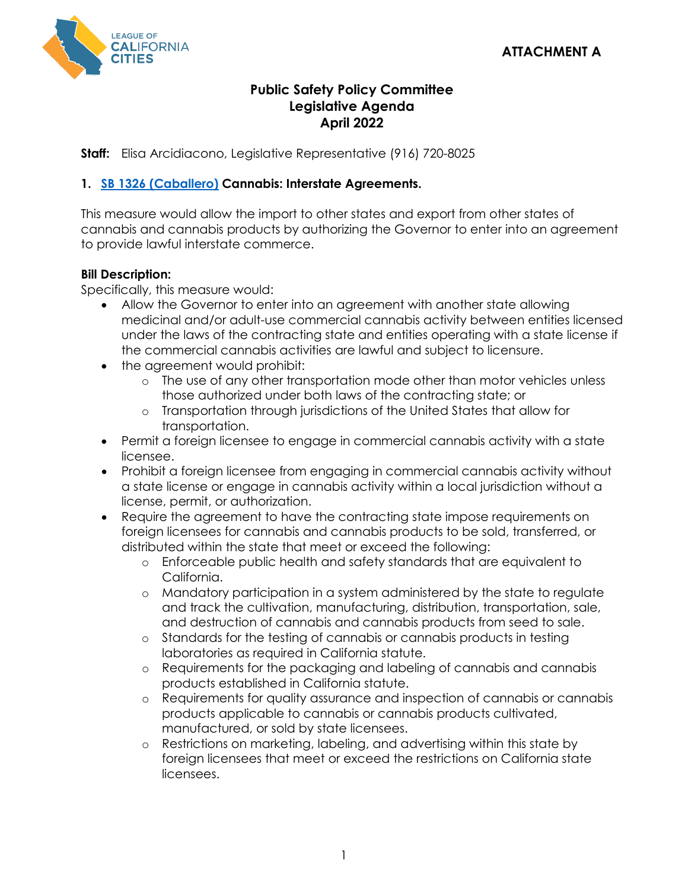ATTACHMENT A

# Public Safety Policy Committee
## Legislative Agenda
## April 2022

**Staff:** Elisa Arcidiacono, Legislative Representative (916) 720-8025

### 1. SB 1326 (Caballero) Cannabis: Interstate Agreements.

This measure would allow the import to other states and export from other states of cannabis and cannabis products by authorizing the Governor to enter into an agreement to provide lawful interstate commerce.

**Bill Description:**
Specifically, this measure would:

- Allow the Governor to enter into an agreement with another state allowing medicinal and/or adult-use commercial cannabis activity between entities licensed under the laws of the contracting state and entities operating with a state license if the commercial cannabis activities are lawful and subject to licensure.
- the agreement would prohibit:
  - The use of any other transportation mode other than motor vehicles unless those authorized under both laws of the contracting state; or
  - Transportation through jurisdictions of the United States that allow for transportation.
- Permit a foreign licensee to engage in commercial cannabis activity with a state licensee.
- Prohibit a foreign licensee from engaging in commercial cannabis activity without a state license or engage in cannabis activity within a local jurisdiction without a license, permit, or authorization.
- Require the agreement to have the contracting state impose requirements on foreign licensees for cannabis and cannabis products to be sold, transferred, or distributed within the state that meet or exceed the following:
  - Enforceable public health and safety standards that are equivalent to California.
  - Mandatory participation in a system administered by the state to regulate and track the cultivation, manufacturing, distribution, transportation, sale, and destruction of cannabis and cannabis products from seed to sale.
  - Standards for the testing of cannabis or cannabis products in testing laboratories as required in California statute.
  - Requirements for the packaging and labeling of cannabis and cannabis products established in California statute.
  - Requirements for quality assurance and inspection of cannabis or cannabis products applicable to cannabis or cannabis products cultivated, manufactured, or sold by state licensees.
  - Restrictions on marketing, labeling, and advertising within this state by foreign licensees that meet or exceed the restrictions on California state licensees.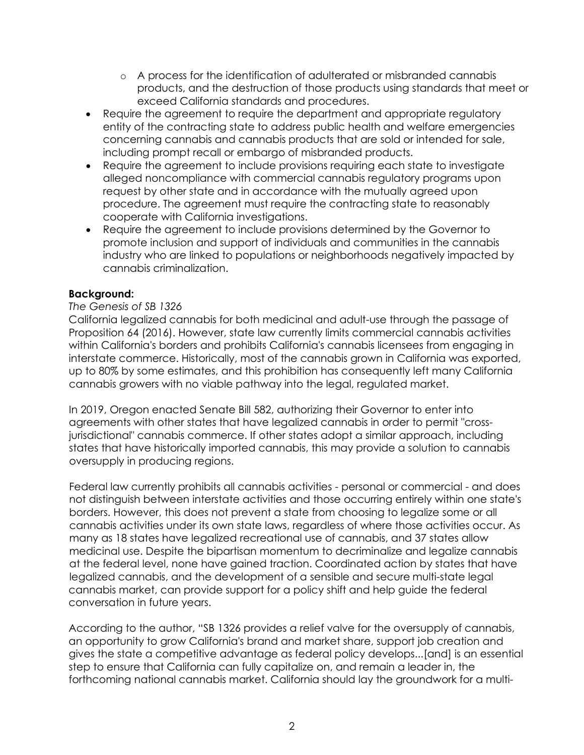- A process for the identification of adulterated or misbranded cannabis products, and the destruction of those products using standards that meet or exceed California standards and procedures.
- Require the agreement to require the department and appropriate regulatory entity of the contracting state to address public health and welfare emergencies concerning cannabis and cannabis products that are sold or intended for sale, including prompt recall or embargo of misbranded products.
- Require the agreement to include provisions requiring each state to investigate alleged noncompliance with commercial cannabis regulatory programs upon request by other state and in accordance with the mutually agreed upon procedure. The agreement must require the contracting state to reasonably cooperate with California investigations.
- Require the agreement to include provisions determined by the Governor to promote inclusion and support of individuals and communities in the cannabis industry who are linked to populations or neighborhoods negatively impacted by cannabis criminalization.

**Background:**

*The Genesis of SB 1326*

California legalized cannabis for both medicinal and adult-use through the passage of Proposition 64 (2016). However, state law currently limits commercial cannabis activities within California's borders and prohibits California's cannabis licensees from engaging in interstate commerce. Historically, most of the cannabis grown in California was exported, up to 80% by some estimates, and this prohibition has consequently left many California cannabis growers with no viable pathway into the legal, regulated market.

In 2019, Oregon enacted Senate Bill 582, authorizing their Governor to enter into agreements with other states that have legalized cannabis in order to permit "cross-jurisdictional" cannabis commerce. If other states adopt a similar approach, including states that have historically imported cannabis, this may provide a solution to cannabis oversupply in producing regions.

Federal law currently prohibits all cannabis activities - personal or commercial - and does not distinguish between interstate activities and those occurring entirely within one state's borders. However, this does not prevent a state from choosing to legalize some or all cannabis activities under its own state laws, regardless of where those activities occur. As many as 18 states have legalized recreational use of cannabis, and 37 states allow medicinal use. Despite the bipartisan momentum to decriminalize and legalize cannabis at the federal level, none have gained traction. Coordinated action by states that have legalized cannabis, and the development of a sensible and secure multi-state legal cannabis market, can provide support for a policy shift and help guide the federal conversation in future years.

According to the author, "SB 1326 provides a relief valve for the oversupply of cannabis, an opportunity to grow California's brand and market share, support job creation and gives the state a competitive advantage as federal policy develops...[and] is an essential step to ensure that California can fully capitalize on, and remain a leader in, the forthcoming national cannabis market. California should lay the groundwork for a multi-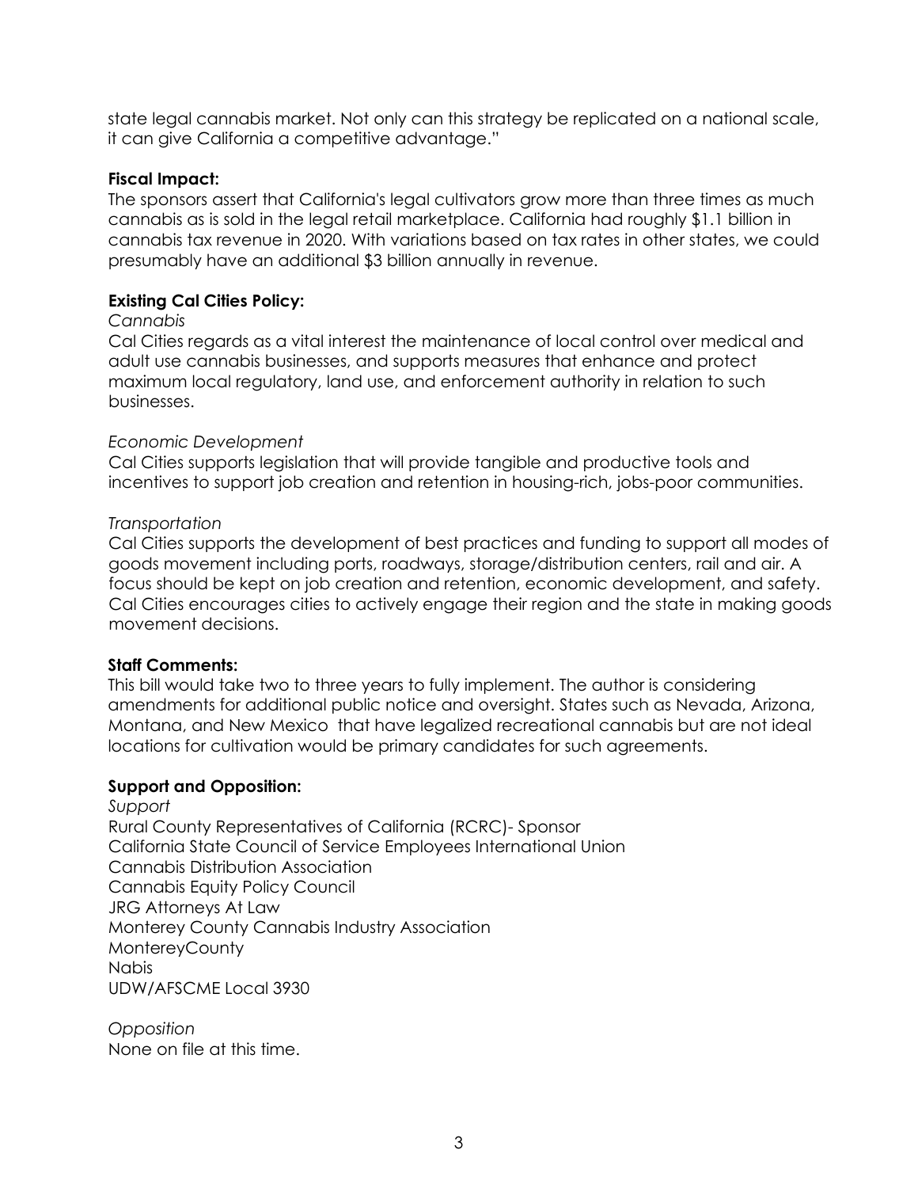state legal cannabis market. Not only can this strategy be replicated on a national scale, it can give California a competitive advantage."

**Fiscal Impact:**
The sponsors assert that California's legal cultivators grow more than three times as much cannabis as is sold in the legal retail marketplace. California had roughly $1.1 billion in cannabis tax revenue in 2020. With variations based on tax rates in other states, we could presumably have an additional $3 billion annually in revenue.

**Existing Cal Cities Policy:**

*Cannabis*
Cal Cities regards as a vital interest the maintenance of local control over medical and adult use cannabis businesses, and supports measures that enhance and protect maximum local regulatory, land use, and enforcement authority in relation to such businesses.

*Economic Development*
Cal Cities supports legislation that will provide tangible and productive tools and incentives to support job creation and retention in housing-rich, jobs-poor communities.

*Transportation*
Cal Cities supports the development of best practices and funding to support all modes of goods movement including ports, roadways, storage/distribution centers, rail and air. A focus should be kept on job creation and retention, economic development, and safety. Cal Cities encourages cities to actively engage their region and the state in making goods movement decisions.

**Staff Comments:**
This bill would take two to three years to fully implement. The author is considering amendments for additional public notice and oversight. States such as Nevada, Arizona, Montana, and New Mexico that have legalized recreational cannabis but are not ideal locations for cultivation would be primary candidates for such agreements.

**Support and Opposition:**

*Support*
Rural County Representatives of California (RCRC)- Sponsor
California State Council of Service Employees International Union
Cannabis Distribution Association
Cannabis Equity Policy Council
JRG Attorneys At Law
Monterey County Cannabis Industry Association
MontereyCounty
Nabis
UDW/AFSCME Local 3930

*Opposition*
None on file at this time.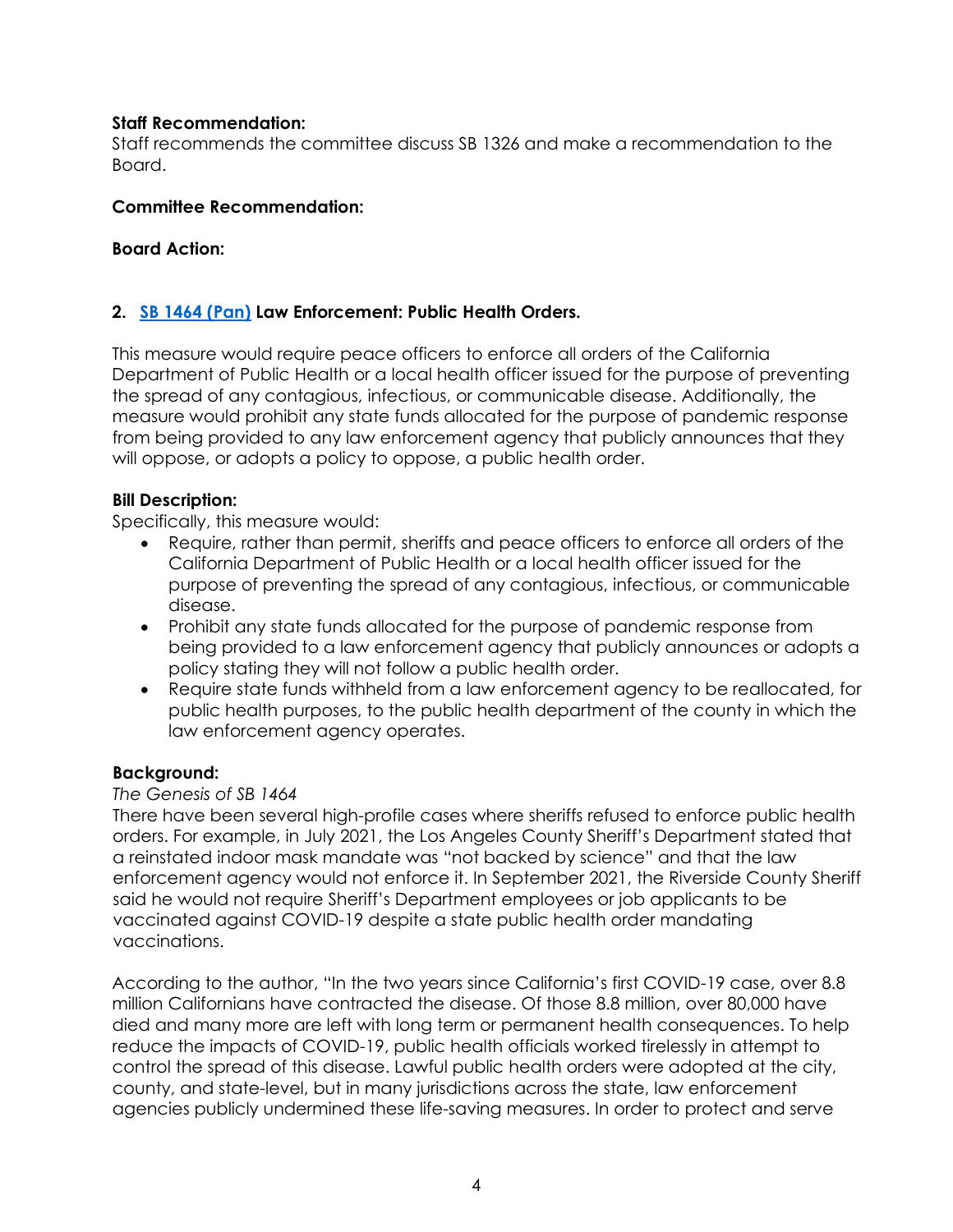**Staff Recommendation:**
Staff recommends the committee discuss SB 1326 and make a recommendation to the Board.

**Committee Recommendation:**

**Board Action:**

**2. [SB 1464 (Pan)](#) Law Enforcement: Public Health Orders.**

This measure would require peace officers to enforce all orders of the California Department of Public Health or a local health officer issued for the purpose of preventing the spread of any contagious, infectious, or communicable disease. Additionally, the measure would prohibit any state funds allocated for the purpose of pandemic response from being provided to any law enforcement agency that publicly announces that they will oppose, or adopts a policy to oppose, a public health order.

**Bill Description:**
Specifically, this measure would:

- Require, rather than permit, sheriffs and peace officers to enforce all orders of the California Department of Public Health or a local health officer issued for the purpose of preventing the spread of any contagious, infectious, or communicable disease.
- Prohibit any state funds allocated for the purpose of pandemic response from being provided to a law enforcement agency that publicly announces or adopts a policy stating they will not follow a public health order.
- Require state funds withheld from a law enforcement agency to be reallocated, for public health purposes, to the public health department of the county in which the law enforcement agency operates.

**Background:**
*The Genesis of SB 1464*
There have been several high-profile cases where sheriffs refused to enforce public health orders. For example, in July 2021, the Los Angeles County Sheriff's Department stated that a reinstated indoor mask mandate was "not backed by science" and that the law enforcement agency would not enforce it. In September 2021, the Riverside County Sheriff said he would not require Sheriff's Department employees or job applicants to be vaccinated against COVID-19 despite a state public health order mandating vaccinations.

According to the author, "In the two years since California's first COVID-19 case, over 8.8 million Californians have contracted the disease. Of those 8.8 million, over 80,000 have died and many more are left with long term or permanent health consequences. To help reduce the impacts of COVID-19, public health officials worked tirelessly in attempt to control the spread of this disease. Lawful public health orders were adopted at the city, county, and state-level, but in many jurisdictions across the state, law enforcement agencies publicly undermined these life-saving measures. In order to protect and serve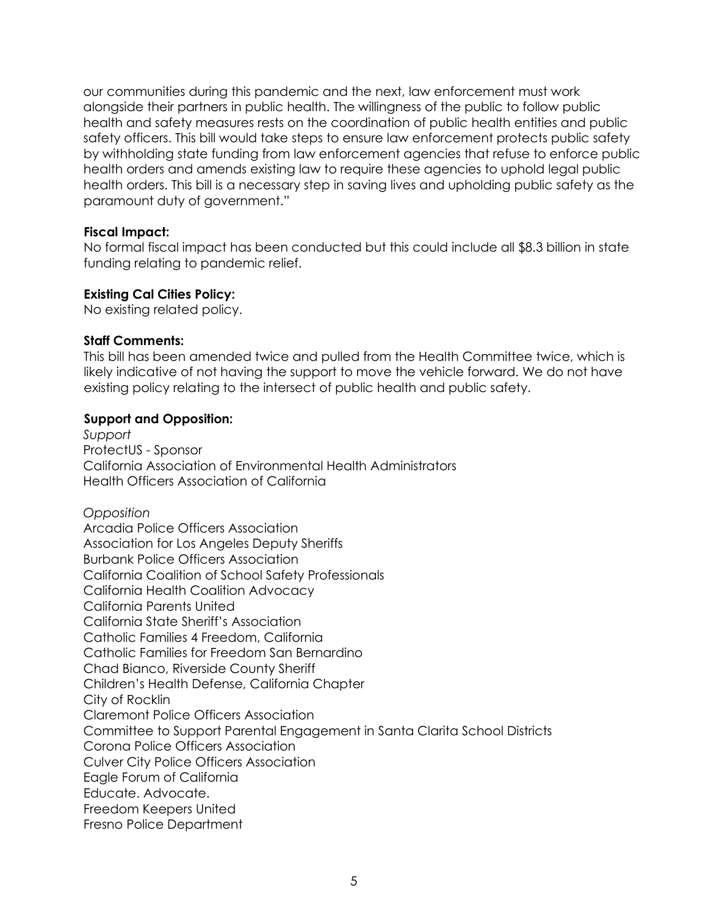our communities during this pandemic and the next, law enforcement must work alongside their partners in public health. The willingness of the public to follow public health and safety measures rests on the coordination of public health entities and public safety officers. This bill would take steps to ensure law enforcement protects public safety by withholding state funding from law enforcement agencies that refuse to enforce public health orders and amends existing law to require these agencies to uphold legal public health orders. This bill is a necessary step in saving lives and upholding public safety as the paramount duty of government."

**Fiscal Impact:**
No formal fiscal impact has been conducted but this could include all $8.3 billion in state funding relating to pandemic relief.

**Existing Cal Cities Policy:**
No existing related policy.

**Staff Comments:**
This bill has been amended twice and pulled from the Health Committee twice, which is likely indicative of not having the support to move the vehicle forward. We do not have existing policy relating to the intersect of public health and public safety.

**Support and Opposition:**

*Support*
ProtectUS - Sponsor
California Association of Environmental Health Administrators
Health Officers Association of California

*Opposition*
Arcadia Police Officers Association
Association for Los Angeles Deputy Sheriffs
Burbank Police Officers Association
California Coalition of School Safety Professionals
California Health Coalition Advocacy
California Parents United
California State Sheriff's Association
Catholic Families 4 Freedom, California
Catholic Families for Freedom San Bernardino
Chad Bianco, Riverside County Sheriff
Children's Health Defense, California Chapter
City of Rocklin
Claremont Police Officers Association
Committee to Support Parental Engagement in Santa Clarita School Districts
Corona Police Officers Association
Culver City Police Officers Association
Eagle Forum of California
Educate. Advocate.
Freedom Keepers United
Fresno Police Department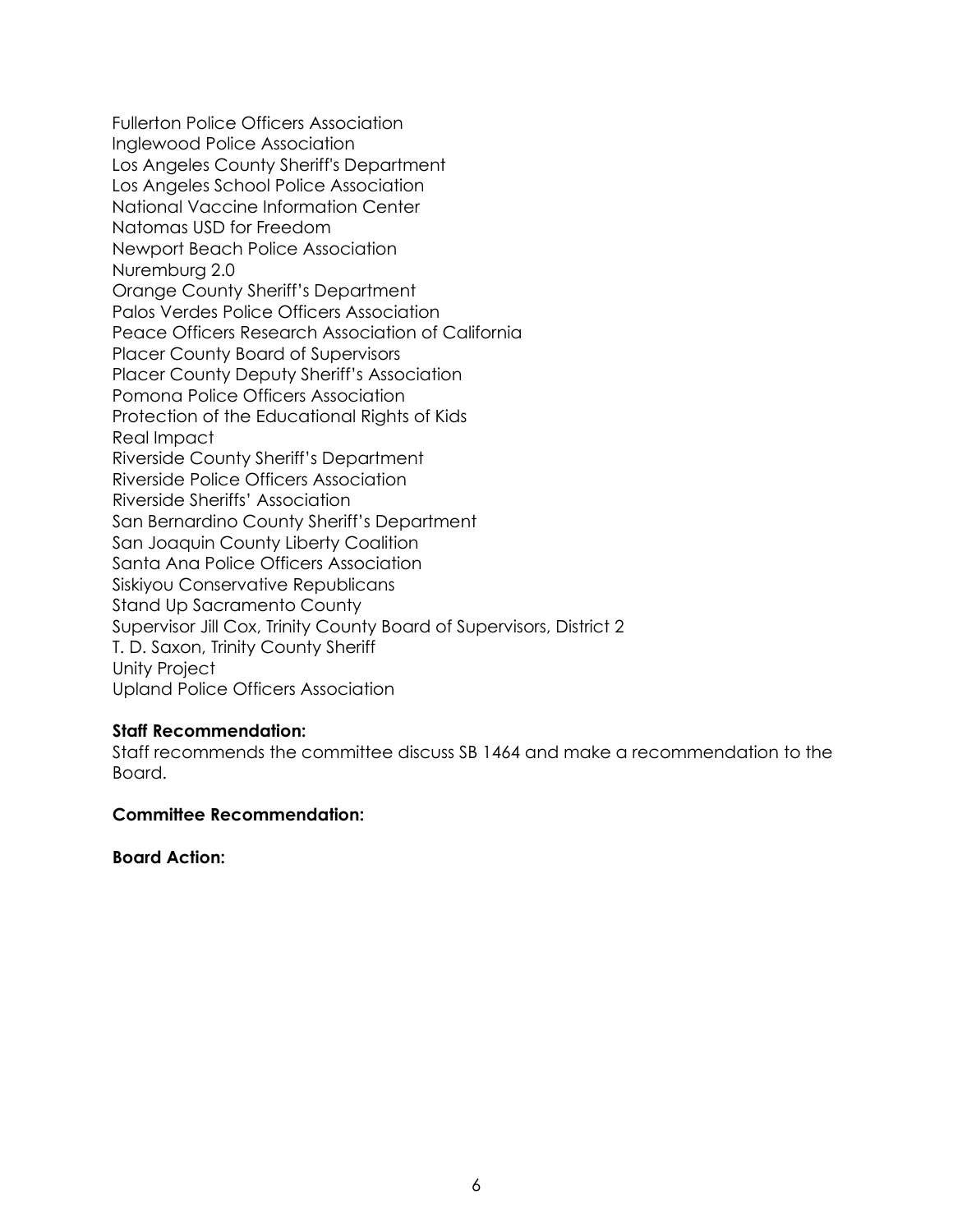Fullerton Police Officers Association
Inglewood Police Association
Los Angeles County Sheriff's Department
Los Angeles School Police Association
National Vaccine Information Center
Natomas USD for Freedom
Newport Beach Police Association
Nuremburg 2.0
Orange County Sheriff's Department
Palos Verdes Police Officers Association
Peace Officers Research Association of California
Placer County Board of Supervisors
Placer County Deputy Sheriff's Association
Pomona Police Officers Association
Protection of the Educational Rights of Kids
Real Impact
Riverside County Sheriff's Department
Riverside Police Officers Association
Riverside Sheriffs' Association
San Bernardino County Sheriff's Department
San Joaquin County Liberty Coalition
Santa Ana Police Officers Association
Siskiyou Conservative Republicans
Stand Up Sacramento County
Supervisor Jill Cox, Trinity County Board of Supervisors, District 2
T. D. Saxon, Trinity County Sheriff
Unity Project
Upland Police Officers Association

**Staff Recommendation:**
Staff recommends the committee discuss SB 1464 and make a recommendation to the Board.

**Committee Recommendation:**

**Board Action:**